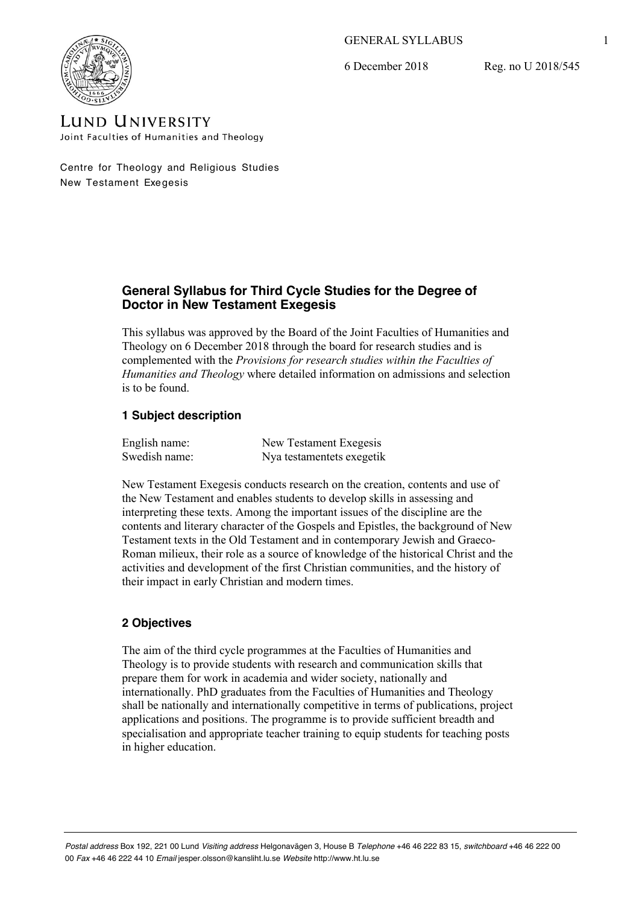GENERAL SYLLABUS

6 December 2018 Reg. no U 2018/545

LUND UNIVERSITY
Joint Faculties of Humanities and Theology

Centre for Theology and Religious Studies
New Testament Exegesis

# General Syllabus for Third Cycle Studies for the Degree of Doctor in New Testament Exegesis

This syllabus was approved by the Board of the Joint Faculties of Humanities and Theology on 6 December 2018 through the board for research studies and is complemented with the *Provisions for research studies within the Faculties of Humanities and Theology* where detailed information on admissions and selection is to be found.

## 1 Subject description

| | |
|---|---|
| English name: | New Testament Exegesis |
| Swedish name: | Nya testamentets exegetik |

New Testament Exegesis conducts research on the creation, contents and use of the New Testament and enables students to develop skills in assessing and interpreting these texts. Among the important issues of the discipline are the contents and literary character of the Gospels and Epistles, the background of New Testament texts in the Old Testament and in contemporary Jewish and Graeco-Roman milieux, their role as a source of knowledge of the historical Christ and the activities and development of the first Christian communities, and the history of their impact in early Christian and modern times.

## 2 Objectives

The aim of the third cycle programmes at the Faculties of Humanities and Theology is to provide students with research and communication skills that prepare them for work in academia and wider society, nationally and internationally. PhD graduates from the Faculties of Humanities and Theology shall be nationally and internationally competitive in terms of publications, project applications and positions. The programme is to provide sufficient breadth and specialisation and appropriate teacher training to equip students for teaching posts in higher education.

*Postal address* Box 192, 221 00 Lund *Visiting address* Helgonavägen 3, House B *Telephone* +46 46 222 83 15, *switchboard* +46 46 222 00 00 *Fax* +46 46 222 44 10 *Email* jesper.olsson@kansliht.lu.se *Website* http://www.ht.lu.se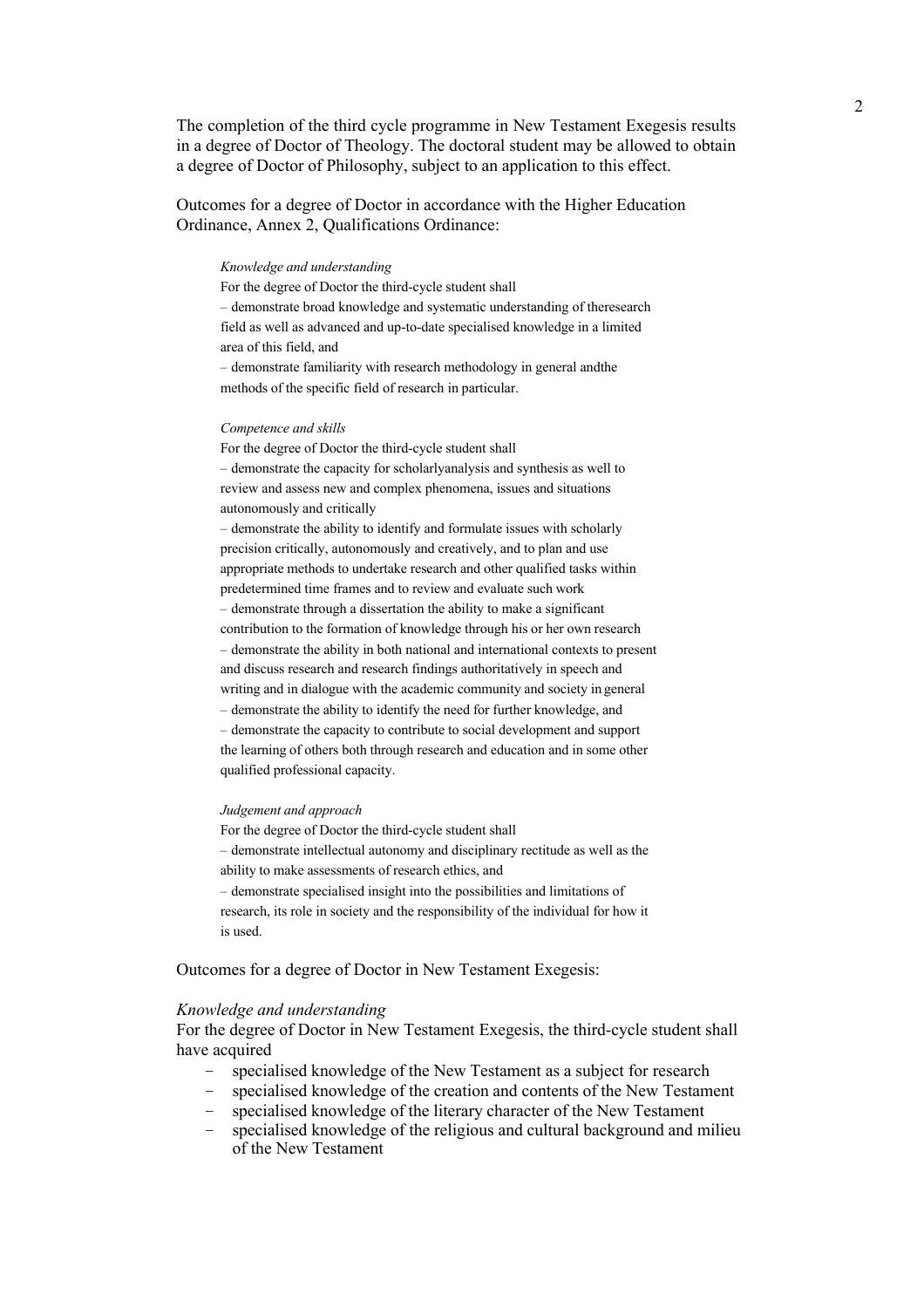The completion of the third cycle programme in New Testament Exegesis results in a degree of Doctor of Theology. The doctoral student may be allowed to obtain a degree of Doctor of Philosophy, subject to an application to this effect.

Outcomes for a degree of Doctor in accordance with the Higher Education Ordinance, Annex 2, Qualifications Ordinance:

> *Knowledge and understanding*
>
> For the degree of Doctor the third-cycle student shall
>
> – demonstrate broad knowledge and systematic understanding of theresearch field as well as advanced and up-to-date specialised knowledge in a limited area of this field, and
>
> – demonstrate familiarity with research methodology in general andthe methods of the specific field of research in particular.
>
> *Competence and skills*
>
> For the degree of Doctor the third-cycle student shall
>
> – demonstrate the capacity for scholarlyanalysis and synthesis as well to review and assess new and complex phenomena, issues and situations autonomously and critically
>
> – demonstrate the ability to identify and formulate issues with scholarly precision critically, autonomously and creatively, and to plan and use appropriate methods to undertake research and other qualified tasks within predetermined time frames and to review and evaluate such work
>
> – demonstrate through a dissertation the ability to make a significant contribution to the formation of knowledge through his or her own research
>
> – demonstrate the ability in both national and international contexts to present and discuss research and research findings authoritatively in speech and writing and in dialogue with the academic community and society in general
>
> – demonstrate the ability to identify the need for further knowledge, and
>
> – demonstrate the capacity to contribute to social development and support the learning of others both through research and education and in some other qualified professional capacity.
>
> *Judgement and approach*
>
> For the degree of Doctor the third-cycle student shall
>
> – demonstrate intellectual autonomy and disciplinary rectitude as well as the ability to make assessments of research ethics, and
>
> – demonstrate specialised insight into the possibilities and limitations of research, its role in society and the responsibility of the individual for how it is used.

Outcomes for a degree of Doctor in New Testament Exegesis:

*Knowledge and understanding*

For the degree of Doctor in New Testament Exegesis, the third-cycle student shall have acquired

- specialised knowledge of the New Testament as a subject for research
- specialised knowledge of the creation and contents of the New Testament
- specialised knowledge of the literary character of the New Testament
- specialised knowledge of the religious and cultural background and milieu of the New Testament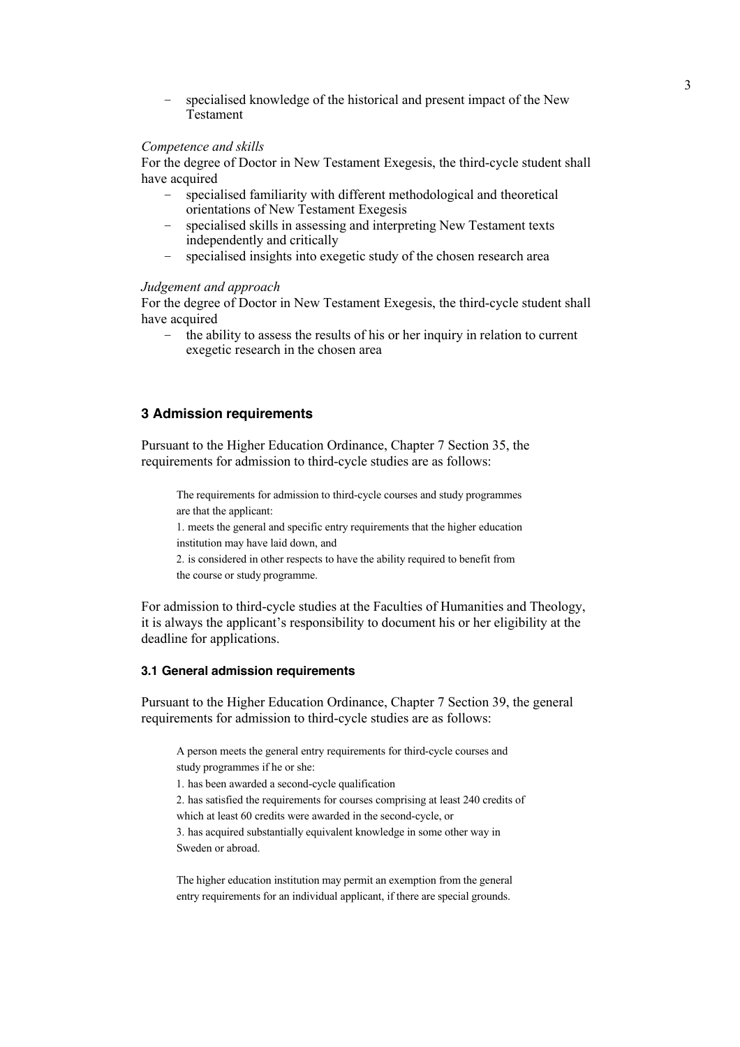- specialised knowledge of the historical and present impact of the New Testament

*Competence and skills*

For the degree of Doctor in New Testament Exegesis, the third-cycle student shall have acquired

- specialised familiarity with different methodological and theoretical orientations of New Testament Exegesis
- specialised skills in assessing and interpreting New Testament texts independently and critically
- specialised insights into exegetic study of the chosen research area

*Judgement and approach*

For the degree of Doctor in New Testament Exegesis, the third-cycle student shall have acquired

- the ability to assess the results of his or her inquiry in relation to current exegetic research in the chosen area

## 3 Admission requirements

Pursuant to the Higher Education Ordinance, Chapter 7 Section 35, the requirements for admission to third-cycle studies are as follows:

> The requirements for admission to third-cycle courses and study programmes are that the applicant:
> 1. meets the general and specific entry requirements that the higher education institution may have laid down, and
> 2. is considered in other respects to have the ability required to benefit from the course or study programme.

For admission to third-cycle studies at the Faculties of Humanities and Theology, it is always the applicant's responsibility to document his or her eligibility at the deadline for applications.

### 3.1 General admission requirements

Pursuant to the Higher Education Ordinance, Chapter 7 Section 39, the general requirements for admission to third-cycle studies are as follows:

> A person meets the general entry requirements for third-cycle courses and study programmes if he or she:
> 1. has been awarded a second-cycle qualification
> 2. has satisfied the requirements for courses comprising at least 240 credits of which at least 60 credits were awarded in the second-cycle, or
> 3. has acquired substantially equivalent knowledge in some other way in Sweden or abroad.
>
> The higher education institution may permit an exemption from the general entry requirements for an individual applicant, if there are special grounds.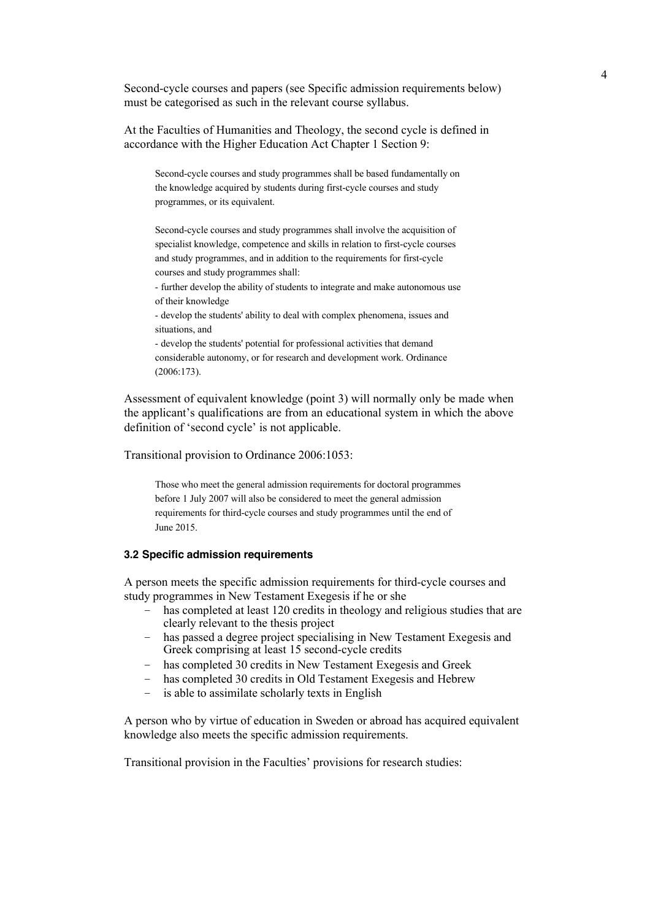Second-cycle courses and papers (see Specific admission requirements below) must be categorised as such in the relevant course syllabus.

At the Faculties of Humanities and Theology, the second cycle is defined in accordance with the Higher Education Act Chapter 1 Section 9:

> Second-cycle courses and study programmes shall be based fundamentally on the knowledge acquired by students during first-cycle courses and study programmes, or its equivalent.
>
> Second-cycle courses and study programmes shall involve the acquisition of specialist knowledge, competence and skills in relation to first-cycle courses and study programmes, and in addition to the requirements for first-cycle courses and study programmes shall:
> - further develop the ability of students to integrate and make autonomous use of their knowledge
> - develop the students' ability to deal with complex phenomena, issues and situations, and
> - develop the students' potential for professional activities that demand considerable autonomy, or for research and development work. Ordinance (2006:173).

Assessment of equivalent knowledge (point 3) will normally only be made when the applicant's qualifications are from an educational system in which the above definition of 'second cycle' is not applicable.

Transitional provision to Ordinance 2006:1053:

> Those who meet the general admission requirements for doctoral programmes before 1 July 2007 will also be considered to meet the general admission requirements for third-cycle courses and study programmes until the end of June 2015.

#### 3.2 Specific admission requirements

A person meets the specific admission requirements for third-cycle courses and study programmes in New Testament Exegesis if he or she

- has completed at least 120 credits in theology and religious studies that are clearly relevant to the thesis project
- has passed a degree project specialising in New Testament Exegesis and Greek comprising at least 15 second-cycle credits
- has completed 30 credits in New Testament Exegesis and Greek
- has completed 30 credits in Old Testament Exegesis and Hebrew
- is able to assimilate scholarly texts in English

A person who by virtue of education in Sweden or abroad has acquired equivalent knowledge also meets the specific admission requirements.

Transitional provision in the Faculties' provisions for research studies: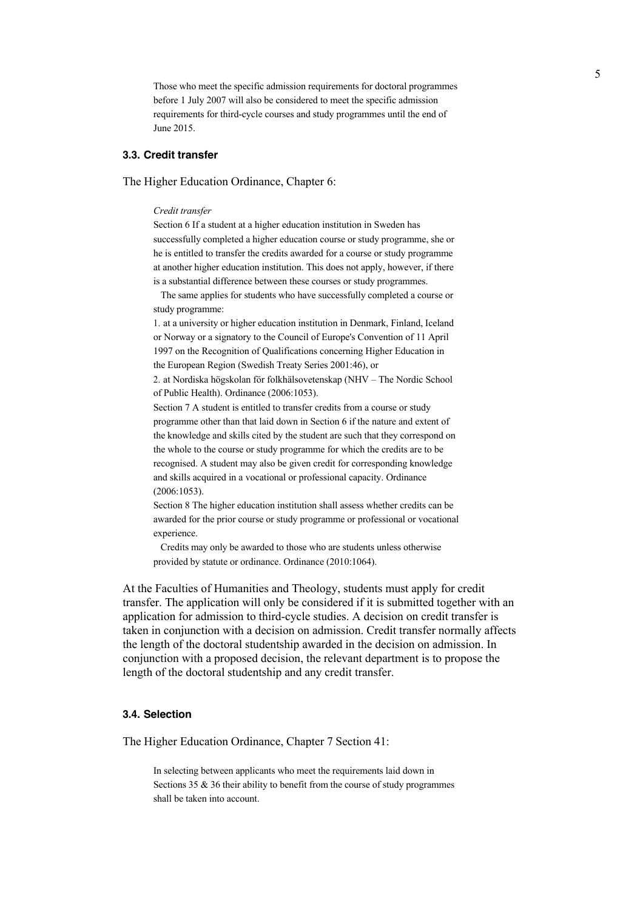> Those who meet the specific admission requirements for doctoral programmes before 1 July 2007 will also be considered to meet the specific admission requirements for third-cycle courses and study programmes until the end of June 2015.

### 3.3. Credit transfer

The Higher Education Ordinance, Chapter 6:

> *Credit transfer*
>
> Section 6 If a student at a higher education institution in Sweden has successfully completed a higher education course or study programme, she or he is entitled to transfer the credits awarded for a course or study programme at another higher education institution. This does not apply, however, if there is a substantial difference between these courses or study programmes.
>
> The same applies for students who have successfully completed a course or study programme:
>
> 1. at a university or higher education institution in Denmark, Finland, Iceland or Norway or a signatory to the Council of Europe's Convention of 11 April 1997 on the Recognition of Qualifications concerning Higher Education in the European Region (Swedish Treaty Series 2001:46), or
> 2. at Nordiska högskolan för folkhälsovetenskap (NHV – The Nordic School of Public Health). Ordinance (2006:1053).
>
> Section 7 A student is entitled to transfer credits from a course or study programme other than that laid down in Section 6 if the nature and extent of the knowledge and skills cited by the student are such that they correspond on the whole to the course or study programme for which the credits are to be recognised. A student may also be given credit for corresponding knowledge and skills acquired in a vocational or professional capacity. Ordinance (2006:1053).
>
> Section 8 The higher education institution shall assess whether credits can be awarded for the prior course or study programme or professional or vocational experience.
>
> Credits may only be awarded to those who are students unless otherwise provided by statute or ordinance. Ordinance (2010:1064).

At the Faculties of Humanities and Theology, students must apply for credit transfer. The application will only be considered if it is submitted together with an application for admission to third-cycle studies. A decision on credit transfer is taken in conjunction with a decision on admission. Credit transfer normally affects the length of the doctoral studentship awarded in the decision on admission. In conjunction with a proposed decision, the relevant department is to propose the length of the doctoral studentship and any credit transfer.

### 3.4. Selection

The Higher Education Ordinance, Chapter 7 Section 41:

> In selecting between applicants who meet the requirements laid down in Sections 35 & 36 their ability to benefit from the course of study programmes shall be taken into account.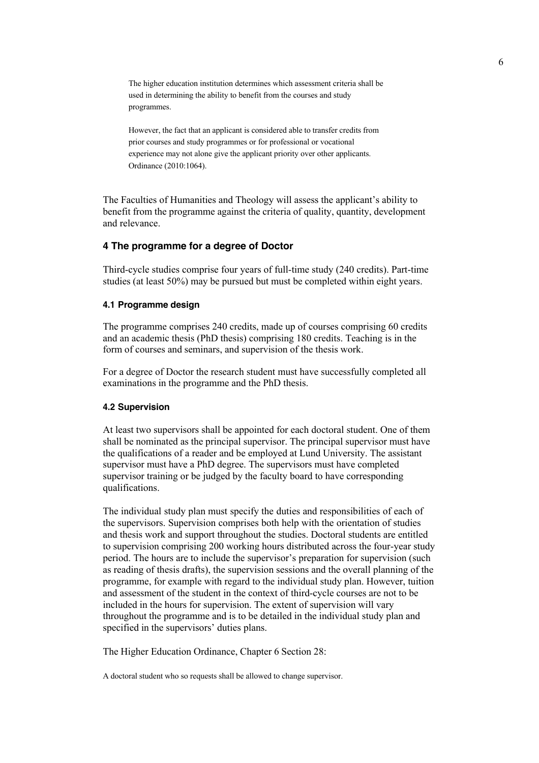> The higher education institution determines which assessment criteria shall be used in determining the ability to benefit from the courses and study programmes.
>
> However, the fact that an applicant is considered able to transfer credits from prior courses and study programmes or for professional or vocational experience may not alone give the applicant priority over other applicants. Ordinance (2010:1064).

The Faculties of Humanities and Theology will assess the applicant's ability to benefit from the programme against the criteria of quality, quantity, development and relevance.

## 4 The programme for a degree of Doctor

Third-cycle studies comprise four years of full-time study (240 credits). Part-time studies (at least 50%) may be pursued but must be completed within eight years.

### 4.1 Programme design

The programme comprises 240 credits, made up of courses comprising 60 credits and an academic thesis (PhD thesis) comprising 180 credits. Teaching is in the form of courses and seminars, and supervision of the thesis work.

For a degree of Doctor the research student must have successfully completed all examinations in the programme and the PhD thesis.

### 4.2 Supervision

At least two supervisors shall be appointed for each doctoral student. One of them shall be nominated as the principal supervisor. The principal supervisor must have the qualifications of a reader and be employed at Lund University. The assistant supervisor must have a PhD degree. The supervisors must have completed supervisor training or be judged by the faculty board to have corresponding qualifications.

The individual study plan must specify the duties and responsibilities of each of the supervisors. Supervision comprises both help with the orientation of studies and thesis work and support throughout the studies. Doctoral students are entitled to supervision comprising 200 working hours distributed across the four-year study period. The hours are to include the supervisor's preparation for supervision (such as reading of thesis drafts), the supervision sessions and the overall planning of the programme, for example with regard to the individual study plan. However, tuition and assessment of the student in the context of third-cycle courses are not to be included in the hours for supervision. The extent of supervision will vary throughout the programme and is to be detailed in the individual study plan and specified in the supervisors' duties plans.

The Higher Education Ordinance, Chapter 6 Section 28:

> A doctoral student who so requests shall be allowed to change supervisor.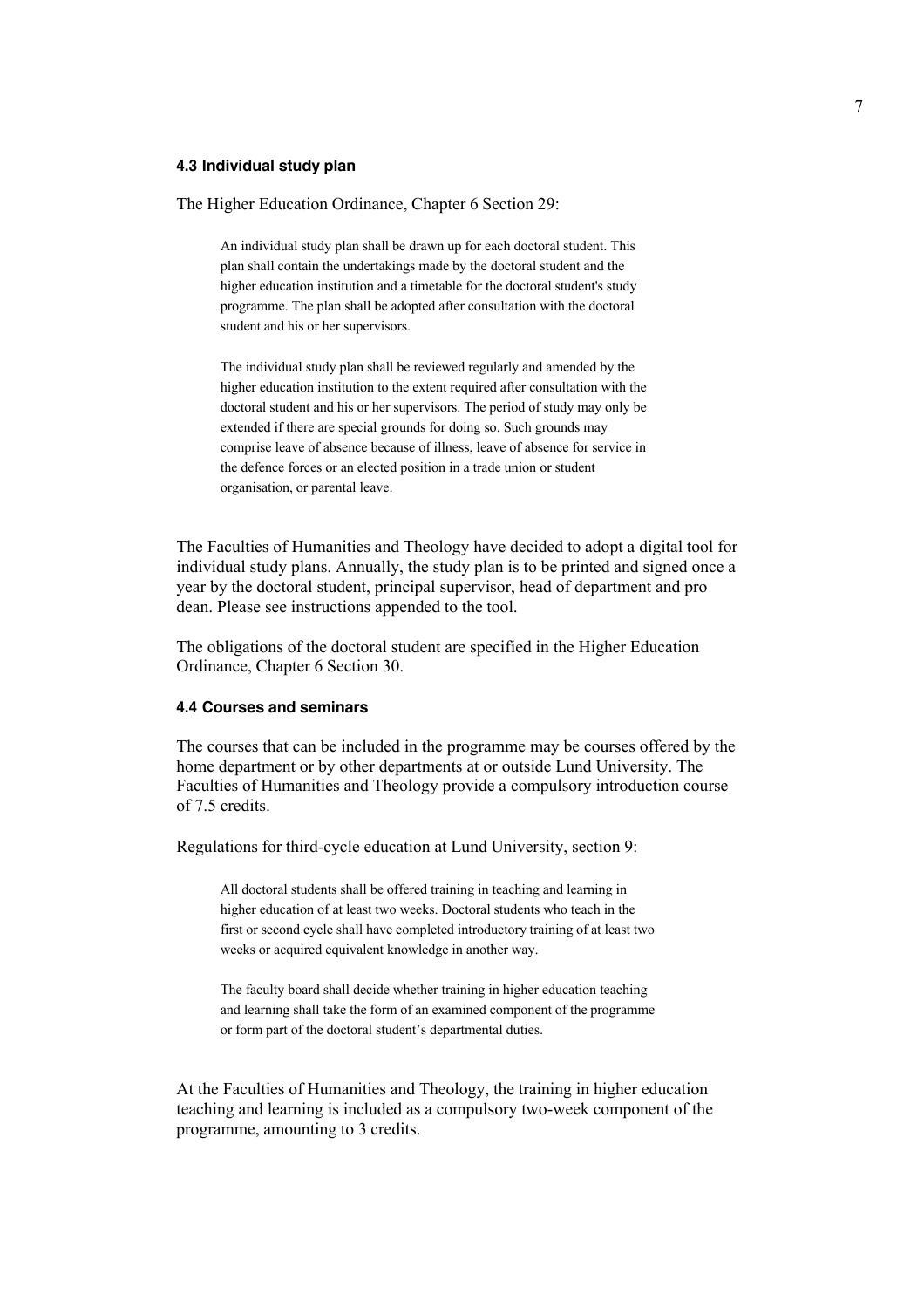### 4.3 Individual study plan

The Higher Education Ordinance, Chapter 6 Section 29:

> An individual study plan shall be drawn up for each doctoral student. This plan shall contain the undertakings made by the doctoral student and the higher education institution and a timetable for the doctoral student's study programme. The plan shall be adopted after consultation with the doctoral student and his or her supervisors.
>
> The individual study plan shall be reviewed regularly and amended by the higher education institution to the extent required after consultation with the doctoral student and his or her supervisors. The period of study may only be extended if there are special grounds for doing so. Such grounds may comprise leave of absence because of illness, leave of absence for service in the defence forces or an elected position in a trade union or student organisation, or parental leave.

The Faculties of Humanities and Theology have decided to adopt a digital tool for individual study plans. Annually, the study plan is to be printed and signed once a year by the doctoral student, principal supervisor, head of department and pro dean. Please see instructions appended to the tool.

The obligations of the doctoral student are specified in the Higher Education Ordinance, Chapter 6 Section 30.

### 4.4 Courses and seminars

The courses that can be included in the programme may be courses offered by the home department or by other departments at or outside Lund University. The Faculties of Humanities and Theology provide a compulsory introduction course of 7.5 credits.

Regulations for third-cycle education at Lund University, section 9:

> All doctoral students shall be offered training in teaching and learning in higher education of at least two weeks. Doctoral students who teach in the first or second cycle shall have completed introductory training of at least two weeks or acquired equivalent knowledge in another way.
>
> The faculty board shall decide whether training in higher education teaching and learning shall take the form of an examined component of the programme or form part of the doctoral student's departmental duties.

At the Faculties of Humanities and Theology, the training in higher education teaching and learning is included as a compulsory two-week component of the programme, amounting to 3 credits.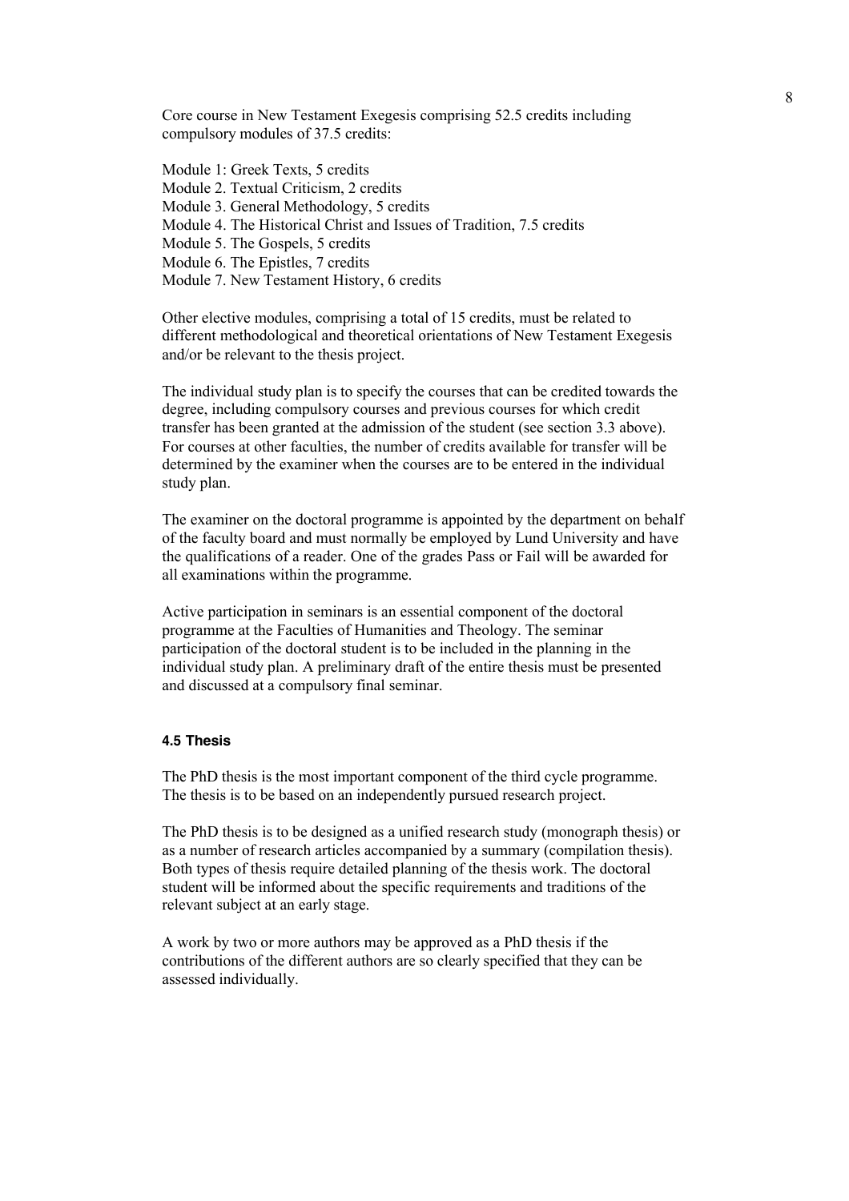Core course in New Testament Exegesis comprising 52.5 credits including compulsory modules of 37.5 credits:

Module 1: Greek Texts, 5 credits
Module 2. Textual Criticism, 2 credits
Module 3. General Methodology, 5 credits
Module 4. The Historical Christ and Issues of Tradition, 7.5 credits
Module 5. The Gospels, 5 credits
Module 6. The Epistles, 7 credits
Module 7. New Testament History, 6 credits

Other elective modules, comprising a total of 15 credits, must be related to different methodological and theoretical orientations of New Testament Exegesis and/or be relevant to the thesis project.

The individual study plan is to specify the courses that can be credited towards the degree, including compulsory courses and previous courses for which credit transfer has been granted at the admission of the student (see section 3.3 above). For courses at other faculties, the number of credits available for transfer will be determined by the examiner when the courses are to be entered in the individual study plan.

The examiner on the doctoral programme is appointed by the department on behalf of the faculty board and must normally be employed by Lund University and have the qualifications of a reader. One of the grades Pass or Fail will be awarded for all examinations within the programme.

Active participation in seminars is an essential component of the doctoral programme at the Faculties of Humanities and Theology. The seminar participation of the doctoral student is to be included in the planning in the individual study plan. A preliminary draft of the entire thesis must be presented and discussed at a compulsory final seminar.

#### 4.5 Thesis

The PhD thesis is the most important component of the third cycle programme. The thesis is to be based on an independently pursued research project.

The PhD thesis is to be designed as a unified research study (monograph thesis) or as a number of research articles accompanied by a summary (compilation thesis). Both types of thesis require detailed planning of the thesis work. The doctoral student will be informed about the specific requirements and traditions of the relevant subject at an early stage.

A work by two or more authors may be approved as a PhD thesis if the contributions of the different authors are so clearly specified that they can be assessed individually.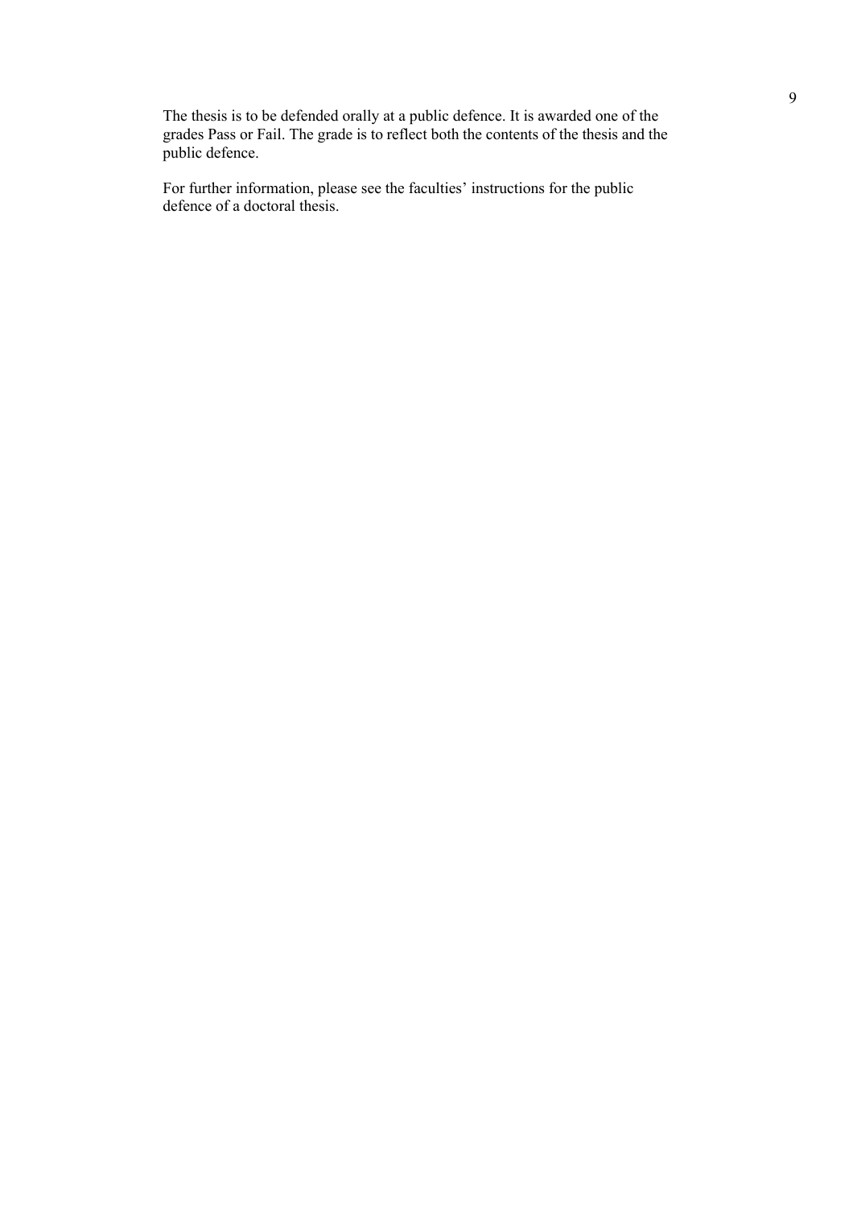The thesis is to be defended orally at a public defence. It is awarded one of the grades Pass or Fail. The grade is to reflect both the contents of the thesis and the public defence.

For further information, please see the faculties' instructions for the public defence of a doctoral thesis.